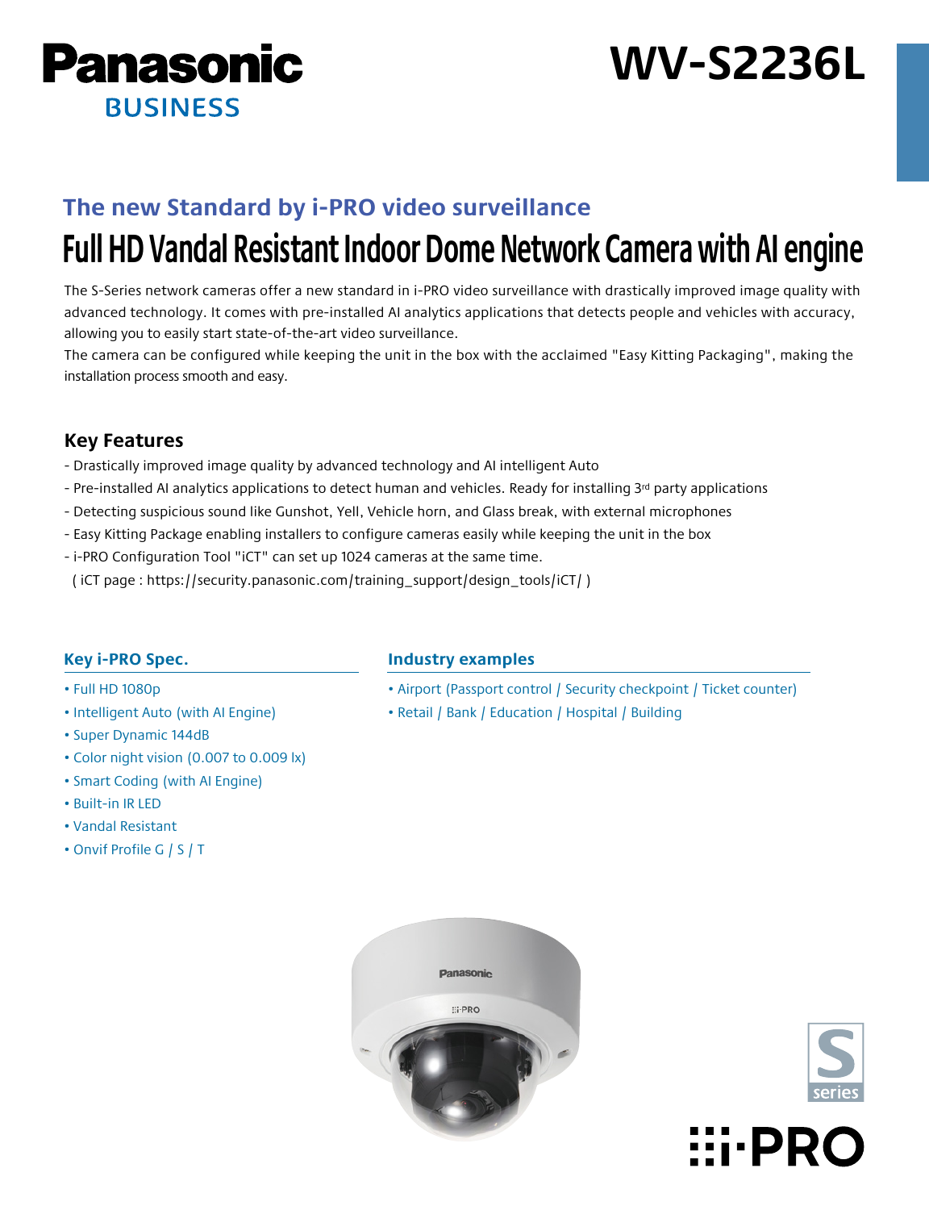Panasonic BUSINESS

# WV-S2236L

### The new Standard by i-PRO video surveillance

## Full HD Vandal Resistant Indoor Dome Network Camera with AI engine

The S-Series network cameras offer a new standard in i-PRO video surveillance with drastically improved image quality with advanced technology. It comes with pre-installed AI analytics applications that detects people and vehicles with accuracy, allowing you to easily start state-of-the-art video surveillance.

The camera can be configured while keeping the unit in the box with the acclaimed "Easy Kitting Packaging", making the installation process smooth and easy.

### Key Features

- Drastically improved image quality by advanced technology and AI intelligent Auto
- Pre-installed AI analytics applications to detect human and vehicles. Ready for installing 3rd party applications
- Detecting suspicious sound like Gunshot, Yell, Vehicle horn, and Glass break, with external microphones
- Easy Kitting Package enabling installers to configure cameras easily while keeping the unit in the box
- i-PRO Configuration Tool "iCT" can set up 1024 cameras at the same time.
  ( iCT page : https://security.panasonic.com/training_support/design_tools/iCT/ )

### Key i-PRO Spec.

- Full HD 1080p
- Intelligent Auto (with AI Engine)
- Super Dynamic 144dB
- Color night vision (0.007 to 0.009 lx)
- Smart Coding (with AI Engine)
- Built-in IR LED
- Vandal Resistant
- Onvif Profile G / S / T

### Industry examples

- Airport (Passport control / Security checkpoint / Ticket counter)
- Retail / Bank / Education / Hospital / Building

S series

i-PRO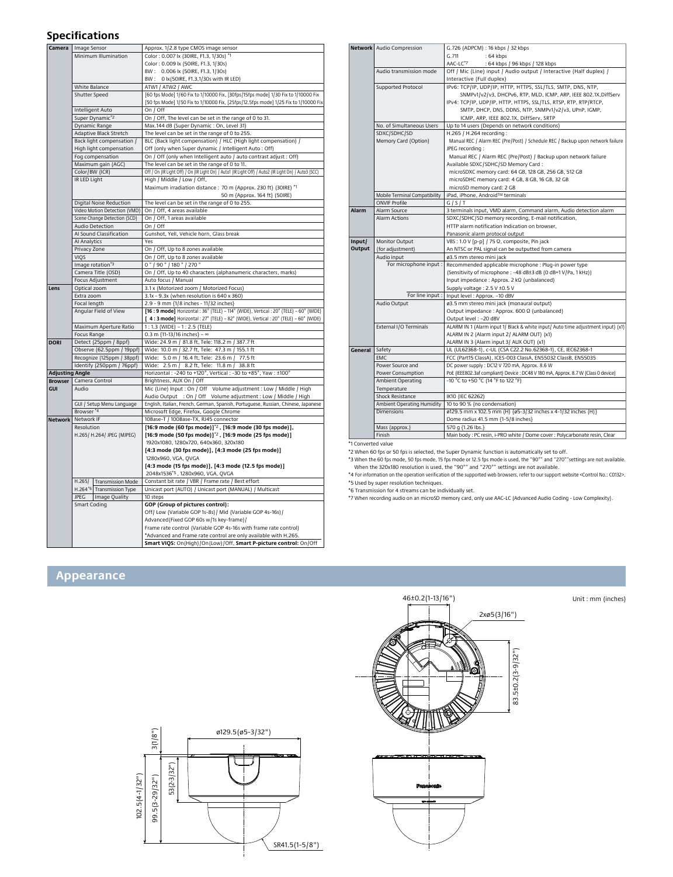## Specifications

| | | | |
|---|---|---|---|
| **Camera** | Image Sensor | | Approx. 1/2.8 type CMOS image sensor |
| | Minimum Illumination | | Color : 0.007 lx (30IRE, F1.3, 1/30s) *1<br>Color : 0.009 lx (50IRE, F1.3, 1/30s)<br>BW : 0.006 lx (50IRE, F1.3, 1/30s)<br>BW : 0 lx(50IRE, F1.3,1/30s with IR LED) |
| | White Balance | | ATW1 / ATW2 / AWC |
| | Shutter Speed | | [60 fps Mode] 1/60 Fix to 1/10000 Fix, [30fps/15fps mode] 1/30 Fix to 1/10000 Fix<br>[50 fps Mode] 1/50 Fix to 1/10000 Fix, [25fps/12.5fps mode] 1/25 Fix to 1/10000 Fix |
| | Intelligent Auto | | On / Off |
| | Super Dynamic*2 | | On / Off, The level can be set in the range of 0 to 31. |
| | Dynamic Range | | Max.144 dB (Super Dynamic : On, Level 31) |
| | Adaptive Black Stretch | | The level can be set in the range of 0 to 255. |
| | Back light compensation / High light compensation | | BLC (Back light compensation) / HLC (High light compensation) / Off (only when Super dynamic / Intelligent Auto : Off) |
| | Fog compensation | | On / Off (only when Intelligent auto / auto contrast adjust : Off) |
| | Maximum gain (AGC) | | The level can be set in the range of 0 to 11. |
| | Color/BW (ICR) | | Off / On (IR Light Off) / On (IR Light On) / Auto1 (IR Light Off) / Auto2 (IR Light On) / Auto3 (SCC) |
| | IR LED Light | | High / Middle / Low / Off,<br>Maximum irradiation distance : 70 m (Approx. 230 ft) (30IRE) *1<br>50 m (Approx. 164 ft) (50IRE) |
| | Digital Noise Reduction | | The level can be set in the range of 0 to 255. |
| | Video Motion Detection (VMD) | | On / Off, 4 areas available |
| | Scene Change Detection (SCD) | | On / Off, 1 areas available |
| | Audio Detection | | On / Off |
| | AI Sound Classification | | Gunshot, Yell, Vehicle horn, Glass break |
| | AI Analytics | | Yes |
| | Privacy Zone | | On / Off, Up to 8 zones available |
| | VIQS | | On / Off, Up to 8 zones available |
| | Image rotation*3 | | 0 ° / 90 ° / 180 ° / 270 ° |
| | Camera Title (OSD) | | On / Off, Up to 40 characters (alphanumeric characters, marks) |
| | Focus Adjustment | | Auto focus / Manual |
| **Lens** | Optical zoom | | 3.1 x (Motorized zoom / Motorized Focus) |
| | Extra zoom | | 3.1x - 9.3x (when resolution is 640 x 360) |
| | Focal length | | 2.9 - 9 mm (1/8 inches - 11/32 inches) |
| | Angular Field of View | | **[16 : 9 mode]** Horizontal : 36° (TELE) – 114° (WIDE), Vertical : 20° (TELE) – 60° (WIDE)<br>**[ 4 : 3 mode]** Horizontal : 27° (TELE) – 82° (WIDE), Vertical : 20° (TELE) – 60° (WIDE) |
| | Maximum Aperture Ratio | | 1 : 1.3 (WIDE) – 1 : 2.5 (TELE) |
| | Focus Range | | 0.3 m (11-13/16 inches) – ∞ |
| **DORI** | Detect (25ppm / 8ppf) | | Wide: 24.9 m / 81.8 ft, Tele: 118.2 m / 387.7 ft |
| | Observe (62.5ppm / 19ppf) | | Wide: 10.0 m / 32.7 ft, Tele: 47.3 m / 155.1 ft |
| | Recognize (125ppm / 38ppf) | | Wide: 5.0 m / 16.4 ft, Tele: 23.6 m / 77.5 ft |
| | Identify (250ppm / 76ppf) | | Wide: 2.5 m / 8.2 ft, Tele: 11.8 m / 38.8 ft |
| **Adjusting Angle** | | | Horizontal : -240 to +120°, Vertical : -30 to +85°, Yaw : ±100° |
| **Browser GUI** | Camera Control | | Brightness, AUX On / Off |
| | Audio | | Mic (Line) Input : On / Off Volume adjustment : Low / Middle / High<br>Audio Output : On / Off Volume adjustment : Low / Middle / High |
| | GUI / Setup Menu Language | | English, Italian, French, German, Spanish, Portuguese, Russian, Chinese, Japanese |
| | Browser *4 | | Microsoft Edge, Firefox, Google Chrome |
| **Network** | Network IF | | 10Base-T / 100Base-TX, RJ45 connector |
| | Resolution<br>H.265/ H.264/ JPEG (MJPEG) | | **[16:9 mode (60 fps mode)]*2 , [16:9 mode (30 fps mode)], [16:9 mode (50 fps mode)]*2 , [16:9 mode (25 fps mode)]**<br>1920x1080, 1280x720, 640x360, 320x180<br>**[4:3 mode (30 fps mode)], [4:3 mode (25 fps mode)]**<br>1280x960, VGA, QVGA<br>**[4:3 mode (15 fps mode)], [4:3 mode (12.5 fps mode)]**<br>2048x1536*5 , 1280x960, VGA, QVGA |
| | H.265/ H.264*6 | Transmission Mode | Constant bit rate / VBR / Frame rate / Best effort |
| | | Transmission Type | Unicast port (AUTO) / Unicast port (MANUAL) / Multicast |
| | JPEG | Image Quality | 10 steps |
| | Smart Coding | | **GOP (Group of pictures control):**<br>Off/ Low (Variable GOP 1s-8s)/ Mid (Variable GOP 4s-16s)/ Advanced(Fixed GOP 60s w/1s key-frame)/<br>Frame rate control (Variable GOP 4s-16s with frame rate control)<br>*Advanced and Frame rate control are only available with H.265.<br>**Smart VIQS:** On(High)/On(Low)/Off, **Smart P-picture control:** On/Off |
| **Network** | Audio Compression | | G.726 (ADPCM) : 16 kbps / 32 kbps<br>G.711 : 64 kbps<br>AAC-LC*7 : 64 kbps / 96 kbps / 128 kbps |
| | Audio transmission mode | | Off / Mic (Line) input / Audio output / Interactive (Half duplex) / Interactive (Full duplex) |
| | Supported Protocol | | IPv6: TCP/IP, UDP/IP, HTTP, HTTPS, SSL/TLS, SMTP, DNS, NTP, SNMPv1/v2/v3, DHCPv6, RTP, MLD, ICMP, ARP, IEEE 802.1X,DiffServ<br>IPv4: TCP/IP, UDP/IP, HTTP, HTTPS, SSL/TLS, RTSP, RTP, RTP/RTCP, SMTP, DHCP, DNS, DDNS, NTP, SNMPv1/v2/v3, UPnP, IGMP, ICMP, ARP, IEEE 802.1X, DiffServ, SRTP |
| | No. of Simultaneous Users | | Up to 14 users (Depends on network conditions) |
| | SDXC/SDHC/SD Memory Card (Option) | | H.265 / H.264 recording :<br>Manual REC / Alarm REC (Pre/Post) / Schedule REC / Backup upon network failure<br>JPEG recording :<br>Manual REC / Alarm REC (Pre/Post) / Backup upon network failure<br>Available SDXC/SDHC/SD Memory Card :<br>microSDXC memory card: 64 GB, 128 GB, 256 GB, 512 GB<br>microSDHC memory card: 4 GB, 8 GB, 16 GB, 32 GB<br>microSD memory card: 2 GB |
| | Mobile Terminal Compatibility | | iPad, iPhone, Android™ terminals |
| | ONVIF Profile | | G / S / T |
| **Alarm** | Alarm Source | | 3 terminals input, VMD alarm, Command alarm, Audio detection alarm |
| | Alarm Actions | | SDXC/SDHC/SD memory recording, E-mail notification, HTTP alarm notification Indication on browser, Panasonic alarm protocol output |
| **Input/ Output** | Monitor Output (for adjustment) | | VBS : 1.0 V [p-p] / 75 Ω, composite, Pin jack<br>An NTSC or PAL signal can be outputted from camera |
| | Audio input | | ø3.5 mm stereo mini jack |
| | | For microphone input : | Recommended applicable microphone : Plug-in power type<br>(Sensitivity of microphone : -48 dB±3 dB (0 dB=1 V/Pa, 1 kHz))<br>Input impedance : Approx. 2 kΩ (unbalanced)<br>Supply voltage : 2.5 V ±0.5 V |
| | | For line input : | Input level : Approx. –10 dBV |
| | Audio Output | | ø3.5 mm stereo mini jack (monaural output)<br>Output impedance : Approx. 600 Ω (unbalanced)<br>Output level : –20 dBV |
| | External I/O Terminals | | ALARM IN 1 (Alarm input 1/ Black & white input/ Auto time adjustment input) (x1)<br>ALARM IN 2 (Alarm input 2/ ALARM OUT) (x1)<br>ALARM IN 3 (Alarm input 3/ AUX OUT) (x1) |
| **General** | Safety | | UL (UL62368-1), c-UL (CSA C22.2 No.62368-1), CE, IEC62368-1 |
| | EMC | | FCC (Part15 ClassA), ICES-003 ClassA, EN55032 ClassB, EN55035 |
| | Power Source and Power Consumption | | DC power supply : DC12 V 720 mA, Approx. 8.6 W<br>PoE (IEEE802.3af compliant) Device : DC48 V 180 mA, Approx. 8.7 W (Class 0 device) |
| | Ambient Operating Temperature | | -10 °C to +50 °C (14 °F to 122 °F) |
| | Shock Resistance | | IK10 (IEC 62262) |
| | Ambient Operating Humidity | | 10 to 90 % (no condensation) |
| | Dimensions | | ø129.5 mm x 102.5 mm (H) {ø5-3/32 inches x 4-1/32 inches (H)}<br>Dome radius 41.5 mm {1-5/8 inches} |
| | Mass (approx.) | | 570 g {1.26 lbs.} |
| | Finish | | Main body : PC resin, i-PRO white / Dome cover : Polycarbonate resin, Clear |

*1 Converted value
*2 When 60 fps or 50 fps is selected, the Super Dynamic function is automatically set to off.
*3 When the 60 fps mode, 50 fps mode, 15 fps mode or 12.5 fps mode is used, the "90°" and "270°"settings are not available. When the 320x180 resolution is used, the "90°" and "270°" settings are not available.
*4 For information on the operation verification of the supported web browsers, refer to our support website <Control No.: C0132>.
*5 Used by super resolution techniques.
*6 Transmission for 4 streams can be individually set.
*7 When recording audio on an microSD memory card, only use AAC-LC (Advanced Audio Coding - Low Complexity).

## Appearance

Unit : mm (inches)

46±0.2(1-13/16")
2xø5(3/16")
83.5±0.2(3-9/32")
ø129.5(ø5-3/32")
3(1/8")
102.5(4-1/32")
99.5(3-29/32")
53(2-3/32")
SR41.5(1-5/8")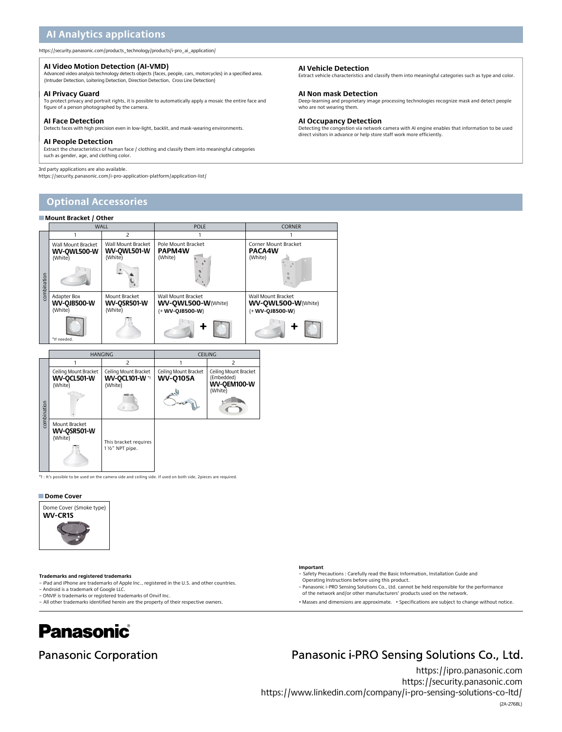## AI Analytics applications

https://security.panasonic.com/products_technology/products/i-pro_ai_application/

### AI Video Motion Detection (AI-VMD)

Advanced video analysis technology detects objects (faces, people, cars, motorcycles) in a specified area.
(Intruder Detection, Loitering Detection, Direction Detection, Cross Line Detection)

### AI Privacy Guard

To protect privacy and portrait rights, it is possible to automatically apply a mosaic the entire face and figure of a person photographed by the camera.

### AI Face Detection

Detects faces with high precision even in low-light, backlit, and mask-wearing environments.

### AI People Detection

Extract the characteristics of human face / clothing and classify them into meaningful categories such as gender, age, and clothing color.

### AI Vehicle Detection

Extract vehicle characteristics and classify them into meaningful categories such as type and color.

### AI Non mask Detection

Deep-learning and proprietary image processing technologies recognize mask and detect people who are not wearing them.

### AI Occupancy Detection

Detecting the congestion via network camera with AI engine enables that information to be used direct visitors in advance or help store staff work more efficiently.

3rd party applications are also available.
https://security.panasonic.com/i-pro-application-platform/application-list/

## Optional Accessories

### Mount Bracket / Other

| | WALL | | POLE | CORNER |
|---|---|---|---|---|
| | 1 | 2 | 1 | 1 |
| combination | Wall Mount Bracket **WV-QWL500-W** (White) | Wall Mount Bracket **WV-QWL501-W** (White) | Pole Mount Bracket **PAPM4W** (White) | Corner Mount Bracket **PACA4W** (White) |
| | Adapter Box **WV-QJB500-W** (White) *If needed. | Mount Bracket **WV-QSR501-W** (White) | Wall Mount Bracket **WV-QWL500-W** (White) (+ **WV-QJB500-W**) | Wall Mount Bracket **WV-QWL500-W** (White) (+ **WV-QJB500-W**) |

| | HANGING | | CEILING | |
|---|---|---|---|---|
| | 1 | 2 | 1 | 2 |
| combination | Ceiling Mount Bracket **WV-QCL501-W** (White) | Ceiling Mount Bracket **WV-QCL101-W** *1 (White) | Ceiling Mount Bracket **WV-Q105A** | Ceiling Mount Bracket (Embedded) **WV-QEM100-W** (White) |
| | Mount Bracket **WV-QSR501-W** (White) | This bracket requires 1 ½" NPT pipe. | | |

*1 : It's possible to be used on the camera side and ceiling side. If used on both side, 2pieces are required.

### Dome Cover

Dome Cover (Smoke type)
**WV-CR1S**

**Trademarks and registered trademarks**

- iPad and iPhone are trademarks of Apple Inc., registered in the U.S. and other countries.
- Android is a trademark of Google LLC.
- ONVIF is trademark or registered trademarks of Onvif Inc.
- All other trademarks identified herein are the property of their respective owners.

**Important**

- Safety Precautions : Carefully read the Basic Information, Installation Guide and Operating Instructions before using this product.
- Panasonic i-PRO Sensing Solutions Co., Ltd. cannot be held responsible for the performance of the network and/or other manufacturers' products used on the network.

• Masses and dimensions are approximate. • Specifications are subject to change without notice.

**Panasonic**

Panasonic Corporation

Panasonic i-PRO Sensing Solutions Co., Ltd.

https://ipro.panasonic.com
https://security.panasonic.com
https://www.linkedin.com/company/i-pro-sensing-solutions-co-ltd/

(2A-276BL)